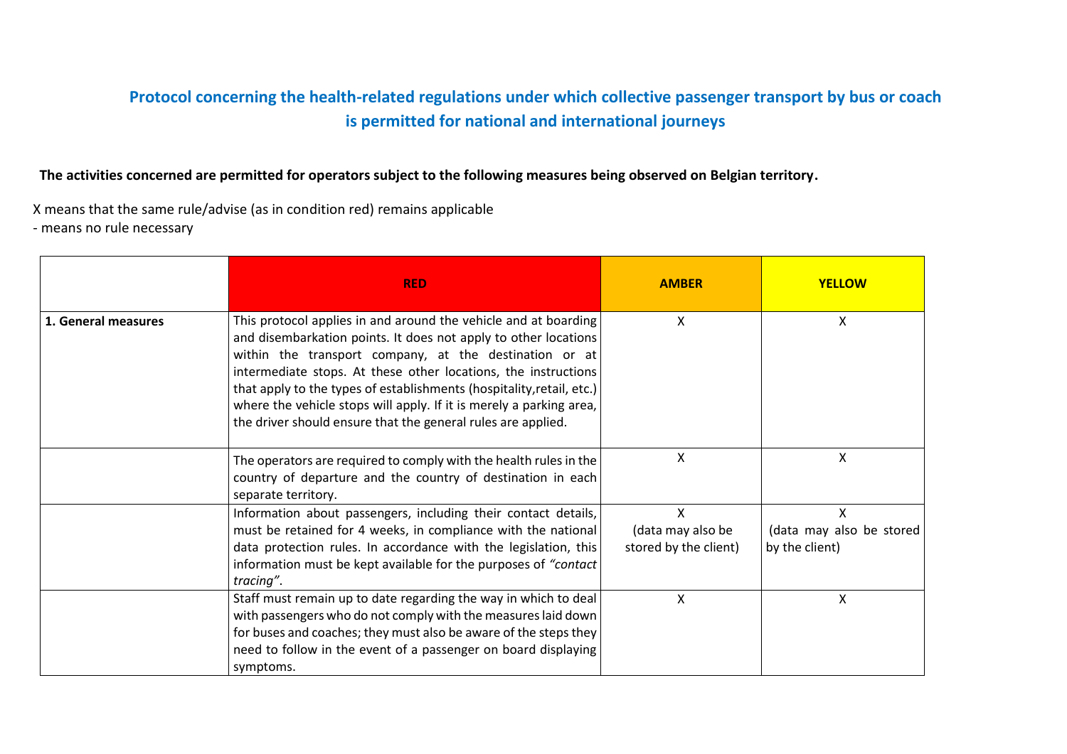# Protocol concerning the health-related regulations under which collective passenger transport by bus or coach is permitted for national and international journeys

**The activities concerned are permitted for operators subject to the following measures being observed on Belgian territory.**

X means that the same rule/advise (as in condition red) remains applicable
- means no rule necessary

| | RED | AMBER | YELLOW |
|---|---|---|---|
| **1. General measures** | This protocol applies in and around the vehicle and at boarding and disembarkation points. It does not apply to other locations within the transport company, at the destination or at intermediate stops. At these other locations, the instructions that apply to the types of establishments (hospitality,retail, etc.) where the vehicle stops will apply. If it is merely a parking area, the driver should ensure that the general rules are applied. | X | X |
| | The operators are required to comply with the health rules in the country of departure and the country of destination in each separate territory. | X | X |
| | Information about passengers, including their contact details, must be retained for 4 weeks, in compliance with the national data protection rules. In accordance with the legislation, this information must be kept available for the purposes of *"contact tracing"*. | X (data may also be stored by the client) | X (data may also be stored by the client) |
| | Staff must remain up to date regarding the way in which to deal with passengers who do not comply with the measures laid down for buses and coaches; they must also be aware of the steps they need to follow in the event of a passenger on board displaying symptoms. | X | X |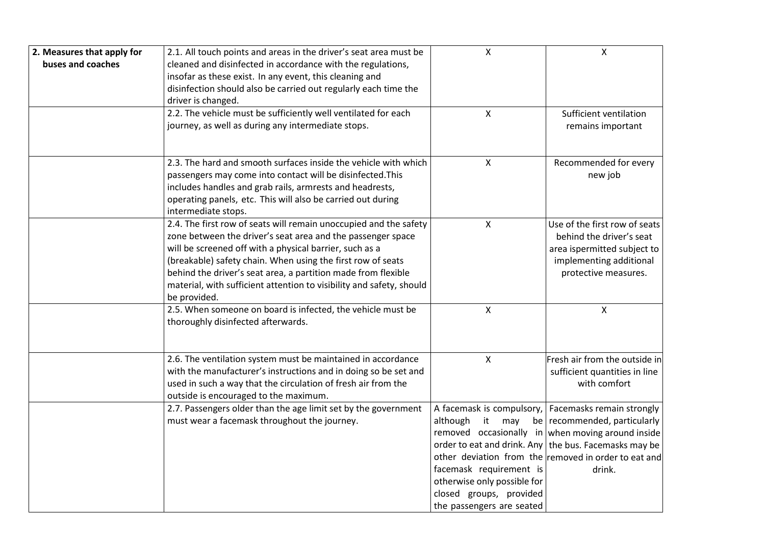| | | | |
|---|---|---|---|
| **2. Measures that apply for buses and coaches** | 2.1. All touch points and areas in the driver's seat area must be cleaned and disinfected in accordance with the regulations, insofar as these exist. In any event, this cleaning and disinfection should also be carried out regularly each time the driver is changed. | X | X |
| | 2.2. The vehicle must be sufficiently well ventilated for each journey, as well as during any intermediate stops. | X | Sufficient ventilation remains important |
| | 2.3. The hard and smooth surfaces inside the vehicle with which passengers may come into contact will be disinfected.This includes handles and grab rails, armrests and headrests, operating panels, etc. This will also be carried out during intermediate stops. | X | Recommended for every new job |
| | 2.4. The first row of seats will remain unoccupied and the safety zone between the driver's seat area and the passenger space will be screened off with a physical barrier, such as a (breakable) safety chain. When using the first row of seats behind the driver's seat area, a partition made from flexible material, with sufficient attention to visibility and safety, should be provided. | X | Use of the first row of seats behind the driver's seat area ispermitted subject to implementing additional protective measures. |
| | 2.5. When someone on board is infected, the vehicle must be thoroughly disinfected afterwards. | X | X |
| | 2.6. The ventilation system must be maintained in accordance with the manufacturer's instructions and in doing so be set and used in such a way that the circulation of fresh air from the outside is encouraged to the maximum. | X | Fresh air from the outside in sufficient quantities in line with comfort |
| | 2.7. Passengers older than the age limit set by the government must wear a facemask throughout the journey. | A facemask is compulsory, although it may be removed occasionally in order to eat and drink. Any other deviation from the facemask requirement is otherwise only possible for closed groups, provided the passengers are seated | Facemasks remain strongly recommended, particularly when moving around inside the bus. Facemasks may be removed in order to eat and drink. |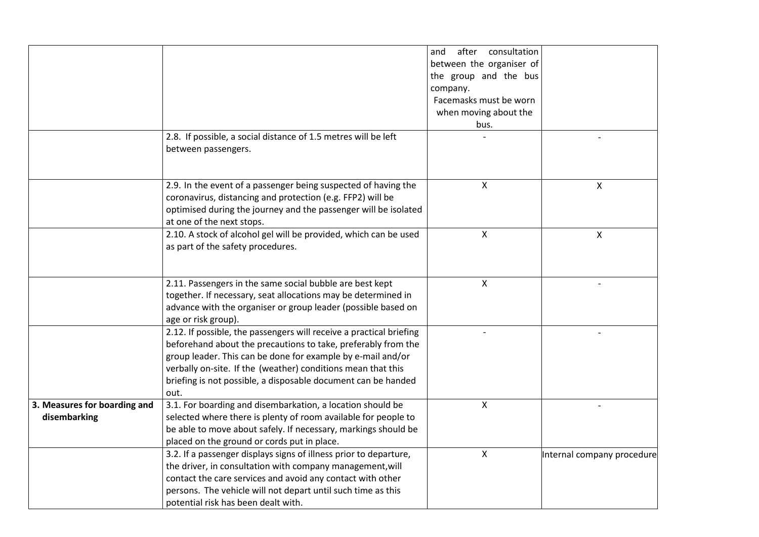| | | | |
|---|---|---|---|
| | | and after consultation between the organiser of the group and the bus company. Facemasks must be worn when moving about the bus. | |
| | 2.8. If possible, a social distance of 1.5 metres will be left between passengers. | - | - |
| | 2.9. In the event of a passenger being suspected of having the coronavirus, distancing and protection (e.g. FFP2) will be optimised during the journey and the passenger will be isolated at one of the next stops. | X | X |
| | 2.10. A stock of alcohol gel will be provided, which can be used as part of the safety procedures. | X | X |
| | 2.11. Passengers in the same social bubble are best kept together. If necessary, seat allocations may be determined in advance with the organiser or group leader (possible based on age or risk group). | X | - |
| | 2.12. If possible, the passengers will receive a practical briefing beforehand about the precautions to take, preferably from the group leader. This can be done for example by e-mail and/or verbally on-site. If the (weather) conditions mean that this briefing is not possible, a disposable document can be handed out. | - | - |
| **3. Measures for boarding and disembarking** | 3.1. For boarding and disembarkation, a location should be selected where there is plenty of room available for people to be able to move about safely. If necessary, markings should be placed on the ground or cords put in place. | X | - |
| | 3.2. If a passenger displays signs of illness prior to departure, the driver, in consultation with company management,will contact the care services and avoid any contact with other persons. The vehicle will not depart until such time as this potential risk has been dealt with. | X | Internal company procedure |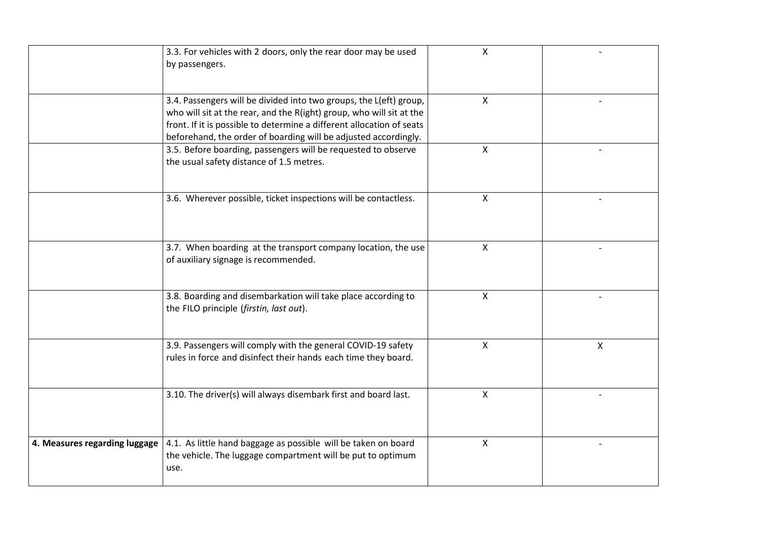| | | | |
|---|---|---|---|
| | 3.3. For vehicles with 2 doors, only the rear door may be used by passengers. | X | - |
| | 3.4. Passengers will be divided into two groups, the L(eft) group, who will sit at the rear, and the R(ight) group, who will sit at the front. If it is possible to determine a different allocation of seats beforehand, the order of boarding will be adjusted accordingly. | X | - |
| | 3.5. Before boarding, passengers will be requested to observe the usual safety distance of 1.5 metres. | X | - |
| | 3.6. Wherever possible, ticket inspections will be contactless. | X | - |
| | 3.7. When boarding at the transport company location, the use of auxiliary signage is recommended. | X | - |
| | 3.8. Boarding and disembarkation will take place according to the FILO principle (*firstin, last out*). | X | - |
| | 3.9. Passengers will comply with the general COVID-19 safety rules in force and disinfect their hands each time they board. | X | X |
| | 3.10. The driver(s) will always disembark first and board last. | X | - |
| **4. Measures regarding luggage** | 4.1. As little hand baggage as possible will be taken on board the vehicle. The luggage compartment will be put to optimum use. | X | - |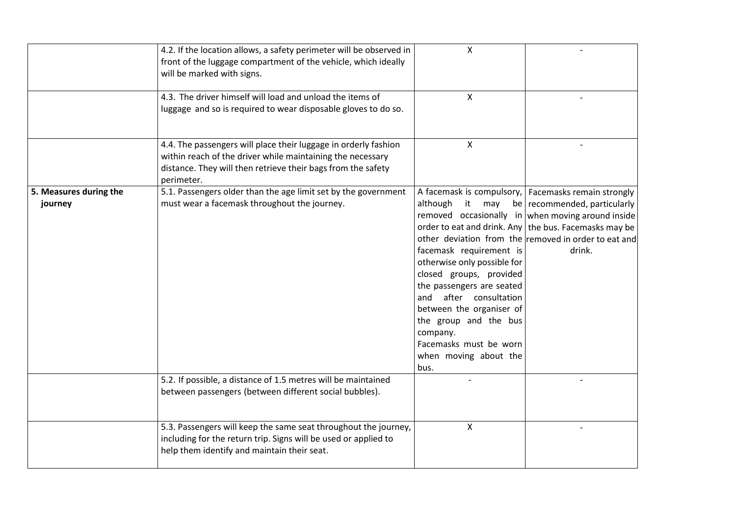| | | | |
|---|---|---|---|
| | 4.2. If the location allows, a safety perimeter will be observed in front of the luggage compartment of the vehicle, which ideally will be marked with signs. | X | - |
| | 4.3. The driver himself will load and unload the items of luggage and so is required to wear disposable gloves to do so. | X | - |
| | 4.4. The passengers will place their luggage in orderly fashion within reach of the driver while maintaining the necessary distance. They will then retrieve their bags from the safety perimeter. | X | - |
| **5. Measures during the journey** | 5.1. Passengers older than the age limit set by the government must wear a facemask throughout the journey. | A facemask is compulsory, although it may be removed occasionally in order to eat and drink. Any other deviation from the facemask requirement is otherwise only possible for closed groups, provided the passengers are seated and after consultation between the organiser of the group and the bus company. Facemasks must be worn when moving about the bus. | Facemasks remain strongly recommended, particularly when moving around inside the bus. Facemasks may be removed in order to eat and drink. |
| | 5.2. If possible, a distance of 1.5 metres will be maintained between passengers (between different social bubbles). | - | - |
| | 5.3. Passengers will keep the same seat throughout the journey, including for the return trip. Signs will be used or applied to help them identify and maintain their seat. | X | - |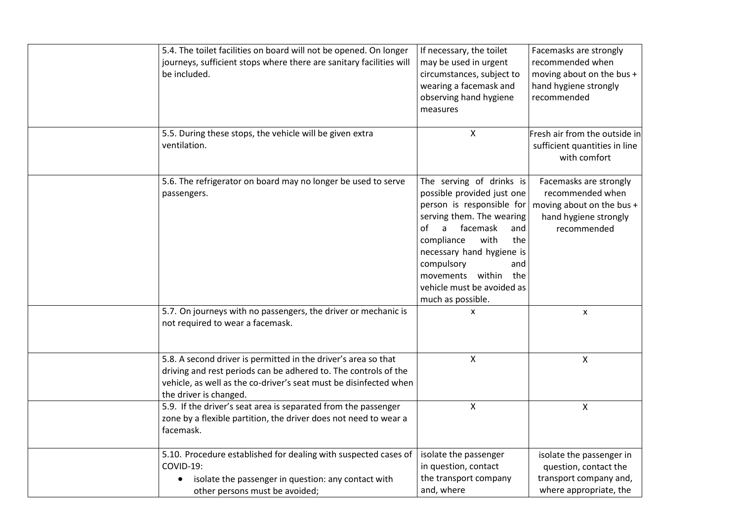| | | | |
|---|---|---|---|
| | 5.4. The toilet facilities on board will not be opened. On longer journeys, sufficient stops where there are sanitary facilities will be included. | If necessary, the toilet may be used in urgent circumstances, subject to wearing a facemask and observing hand hygiene measures | Facemasks are strongly recommended when moving about on the bus + hand hygiene strongly recommended |
| | 5.5. During these stops, the vehicle will be given extra ventilation. | X | Fresh air from the outside in sufficient quantities in line with comfort |
| | 5.6. The refrigerator on board may no longer be used to serve passengers. | The serving of drinks is possible provided just one person is responsible for serving them. The wearing of a facemask and compliance with the necessary hand hygiene is compulsory and movements within the vehicle must be avoided as much as possible. | Facemasks are strongly recommended when moving about on the bus + hand hygiene strongly recommended |
| | 5.7. On journeys with no passengers, the driver or mechanic is not required to wear a facemask. | x | x |
| | 5.8. A second driver is permitted in the driver's area so that driving and rest periods can be adhered to. The controls of the vehicle, as well as the co-driver's seat must be disinfected when the driver is changed. | X | X |
| | 5.9. If the driver's seat area is separated from the passenger zone by a flexible partition, the driver does not need to wear a facemask. | X | X |
| | 5.10. Procedure established for dealing with suspected cases of COVID-19:<br>• isolate the passenger in question: any contact with other persons must be avoided; | isolate the passenger in question, contact the transport company and, where | isolate the passenger in question, contact the transport company and, where appropriate, the |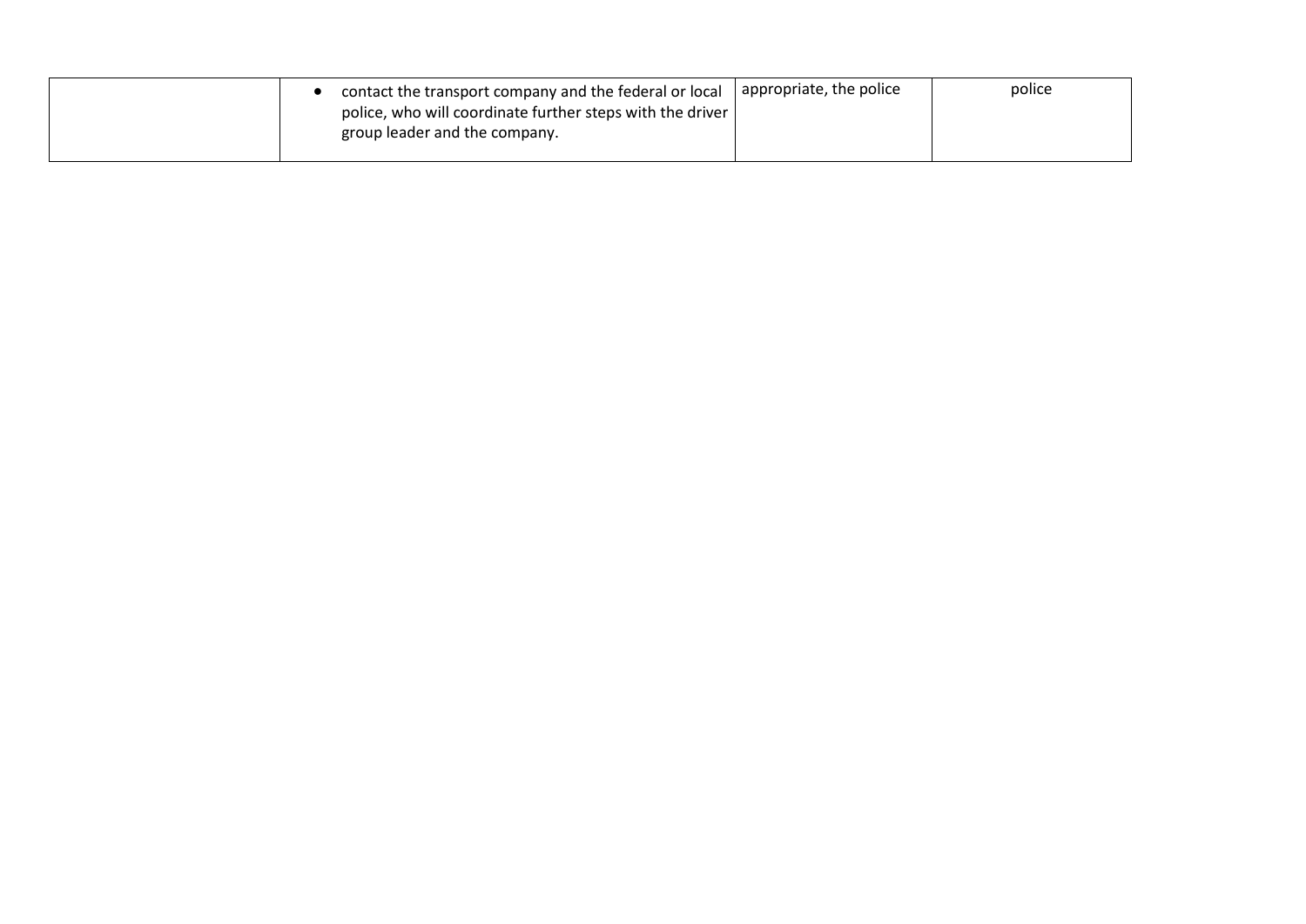| | | | |
|---|---|---|---|
| | • contact the transport company and the federal or local police, who will coordinate further steps with the driver group leader and the company. | appropriate, the police | police |